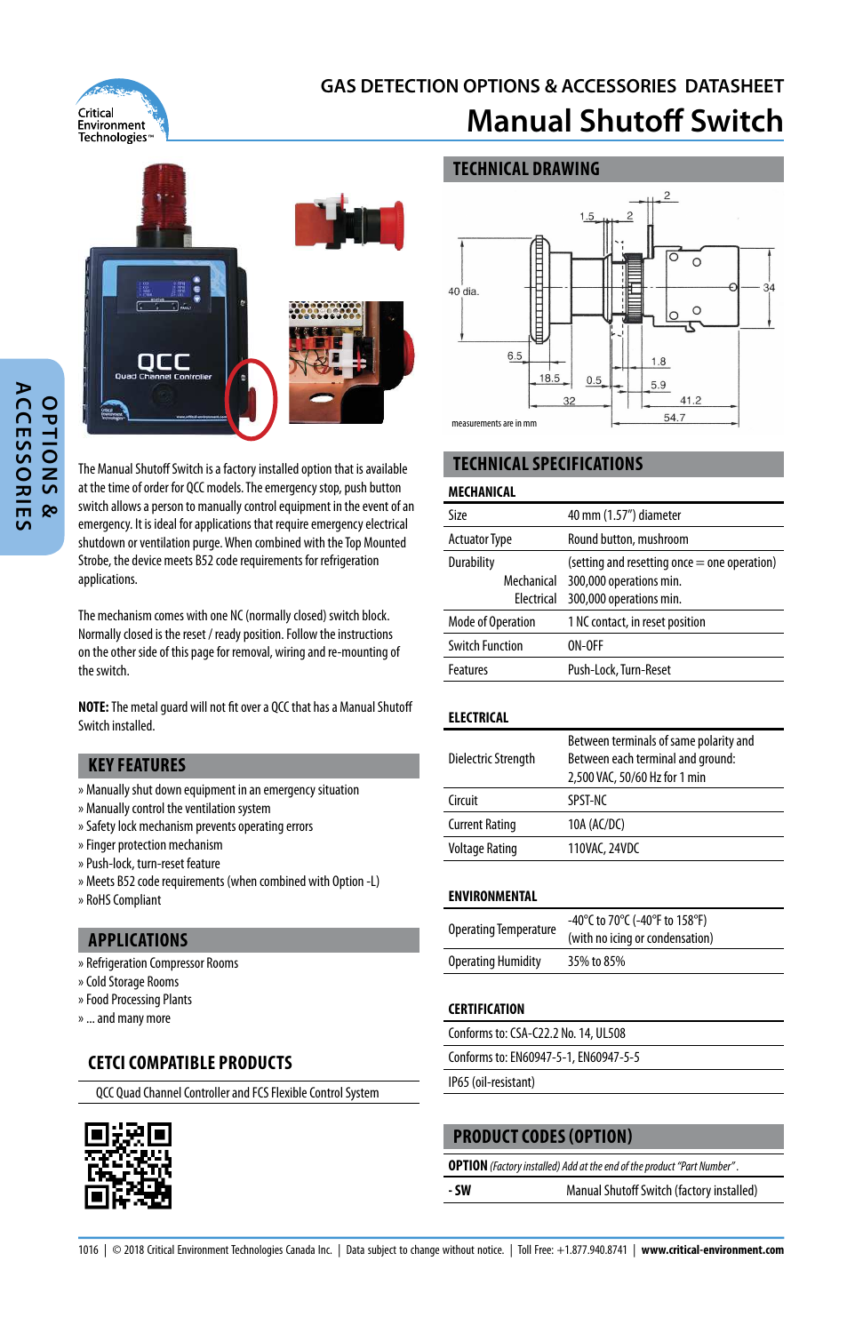Critical Environment Technologies™

GAS DETECTION OPTIONS & ACCESSORIES DATASHEET

# Manual Shutoff Switch

OPTIONS & ACCESSORIES

The Manual Shutoff Switch is a factory installed option that is available at the time of order for QCC models. The emergency stop, push button switch allows a person to manually control equipment in the event of an emergency. It is ideal for applications that require emergency electrical shutdown or ventilation purge. When combined with the Top Mounted Strobe, the device meets B52 code requirements for refrigeration applications.

The mechanism comes with one NC (normally closed) switch block. Normally closed is the reset / ready position. Follow the instructions on the other side of this page for removal, wiring and re-mounting of the switch.

**NOTE:** The metal guard will not fit over a QCC that has a Manual Shutoff Switch installed.

## KEY FEATURES

» Manually shut down equipment in an emergency situation
» Manually control the ventilation system
» Safety lock mechanism prevents operating errors
» Finger protection mechanism
» Push-lock, turn-reset feature
» Meets B52 code requirements (when combined with Option -L)
» RoHS Compliant

## APPLICATIONS

» Refrigeration Compressor Rooms
» Cold Storage Rooms
» Food Processing Plants
» ... and many more

## CETCI COMPATIBLE PRODUCTS

QCC Quad Channel Controller and FCS Flexible Control System

## TECHNICAL DRAWING

2
1.5
2
40 dia.
34
6.5
18.5
0.5
1.8
5.9
32
41.2
54.7
measurements are in mm

## TECHNICAL SPECIFICATIONS

### MECHANICAL

| | |
|---|---|
| Size | 40 mm (1.57") diameter |
| Actuator Type | Round button, mushroom |
| Durability | (setting and resetting once = one operation) |
| Mechanical | 300,000 operations min. |
| Electrical | 300,000 operations min. |
| Mode of Operation | 1 NC contact, in reset position |
| Switch Function | ON-OFF |
| Features | Push-Lock, Turn-Reset |

### ELECTRICAL

| | |
|---|---|
| Dielectric Strength | Between terminals of same polarity and Between each terminal and ground: 2,500 VAC, 50/60 Hz for 1 min |
| Circuit | SPST-NC |
| Current Rating | 10A (AC/DC) |
| Voltage Rating | 110VAC, 24VDC |

### ENVIRONMENTAL

| | |
|---|---|
| Operating Temperature | -40°C to 70°C (-40°F to 158°F) (with no icing or condensation) |
| Operating Humidity | 35% to 85% |

### CERTIFICATION

Conforms to: CSA-C22.2 No. 14, UL508

Conforms to: EN60947-5-1, EN60947-5-5

IP65 (oil-resistant)

## PRODUCT CODES (OPTION)

**OPTION** *(Factory installed) Add at the end of the product "Part Number".*

| | |
|---|---|
| **- SW** | Manual Shutoff Switch (factory installed) |

1016 | © 2018 Critical Environment Technologies Canada Inc. | Data subject to change without notice. | Toll Free: +1.877.940.8741 | **www.critical-environment.com**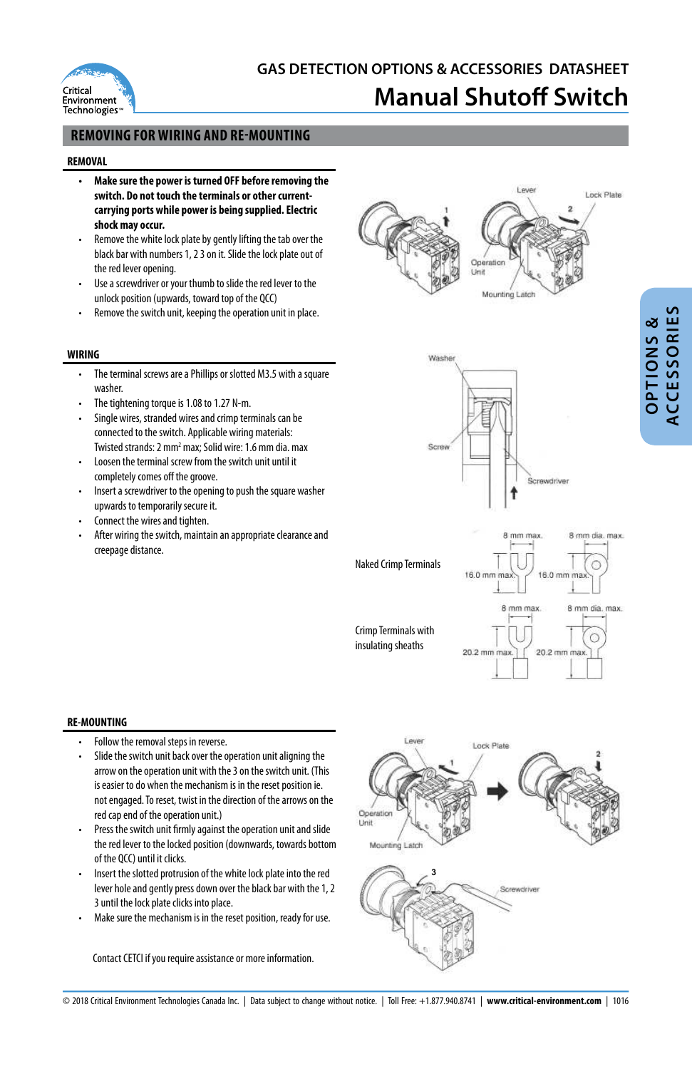# Manual Shutoff Switch

GAS DETECTION OPTIONS & ACCESSORIES DATASHEET

## REMOVING FOR WIRING AND RE-MOUNTING

### REMOVAL

- **Make sure the power is turned OFF before removing the switch. Do not touch the terminals or other current-carrying ports while power is being supplied. Electric shock may occur.**
- Remove the white lock plate by gently lifting the tab over the black bar with numbers 1, 2 3 on it. Slide the lock plate out of the red lever opening.
- Use a screwdriver or your thumb to slide the red lever to the unlock position (upwards, toward top of the QCC)
- Remove the switch unit, keeping the operation unit in place.

Lever
Lock Plate
Operation Unit
Mounting Latch

### WIRING

- The terminal screws are a Phillips or slotted M3.5 with a square washer.
- The tightening torque is 1.08 to 1.27 N-m.
- Single wires, stranded wires and crimp terminals can be connected to the switch. Applicable wiring materials: Twisted strands: 2 mm$^2$ max; Solid wire: 1.6 mm dia. max
- Loosen the terminal screw from the switch unit until it completely comes off the groove.
- Insert a screwdriver to the opening to push the square washer upwards to temporarily secure it.
- Connect the wires and tighten.
- After wiring the switch, maintain an appropriate clearance and creepage distance.

Washer
Screw
Screwdriver

Naked Crimp Terminals
8 mm max.
8 mm dia. max.
16.0 mm max.
16.0 mm max.

Crimp Terminals with insulating sheaths
8 mm max.
8 mm dia. max.
20.2 mm max.
20.2 mm max.

### RE-MOUNTING

- Follow the removal steps in reverse.
- Slide the switch unit back over the operation unit aligning the arrow on the operation unit with the 3 on the switch unit. (This is easier to do when the mechanism is in the reset position ie. not engaged. To reset, twist in the direction of the arrows on the red cap end of the operation unit.)
- Press the switch unit firmly against the operation unit and slide the red lever to the locked position (downwards, towards bottom of the QCC) until it clicks.
- Insert the slotted protrusion of the white lock plate into the red lever hole and gently press down over the black bar with the 1, 2 3 until the lock plate clicks into place.
- Make sure the mechanism is in the reset position, ready for use.

Lever
Lock Plate
Operation Unit
Mounting Latch
Screwdriver

Contact CETCI if you require assistance or more information.

© 2018 Critical Environment Technologies Canada Inc. | Data subject to change without notice. | Toll Free: +1.877.940.8741 | **www.critical-environment.com** | 1016